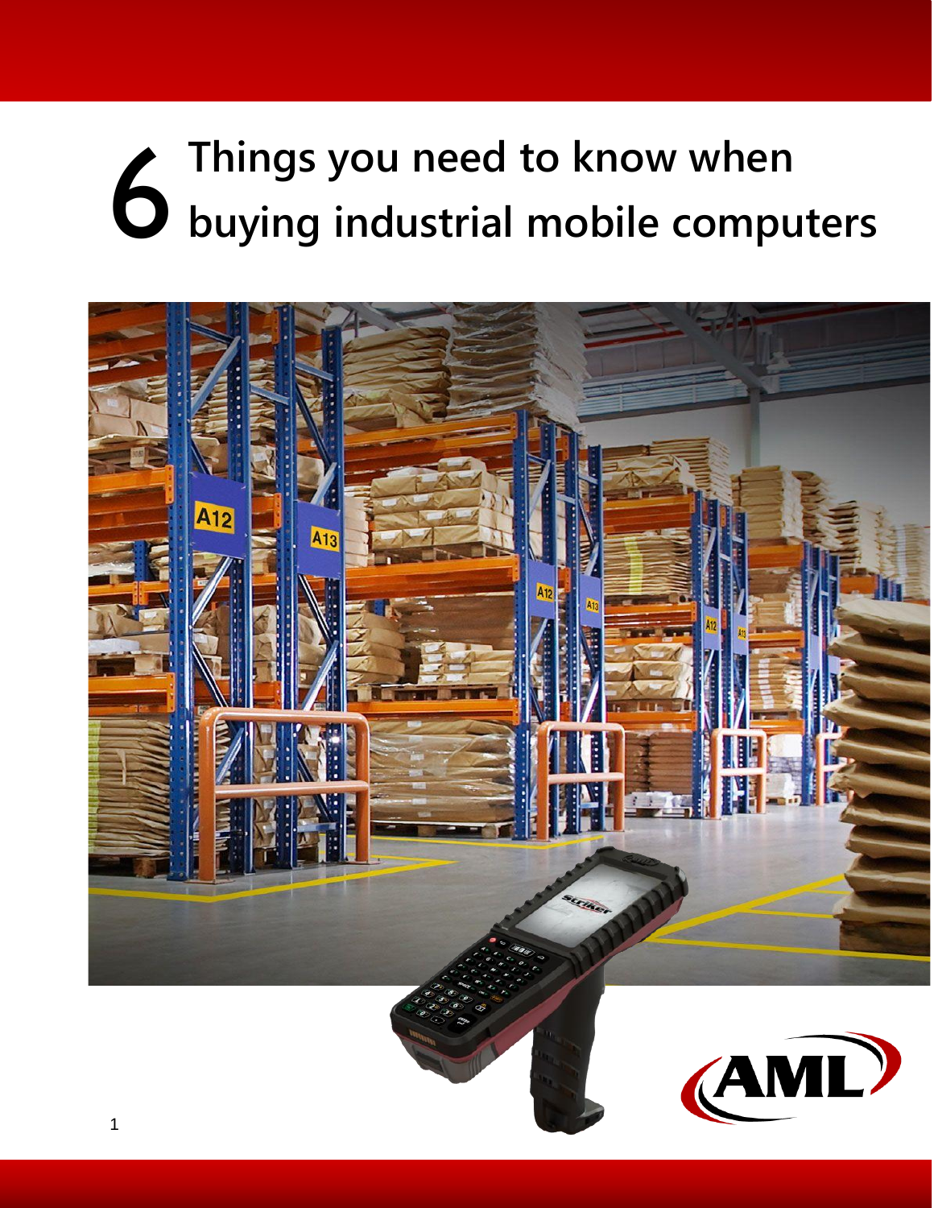# 6 Things you need to know when buying industrial mobile computers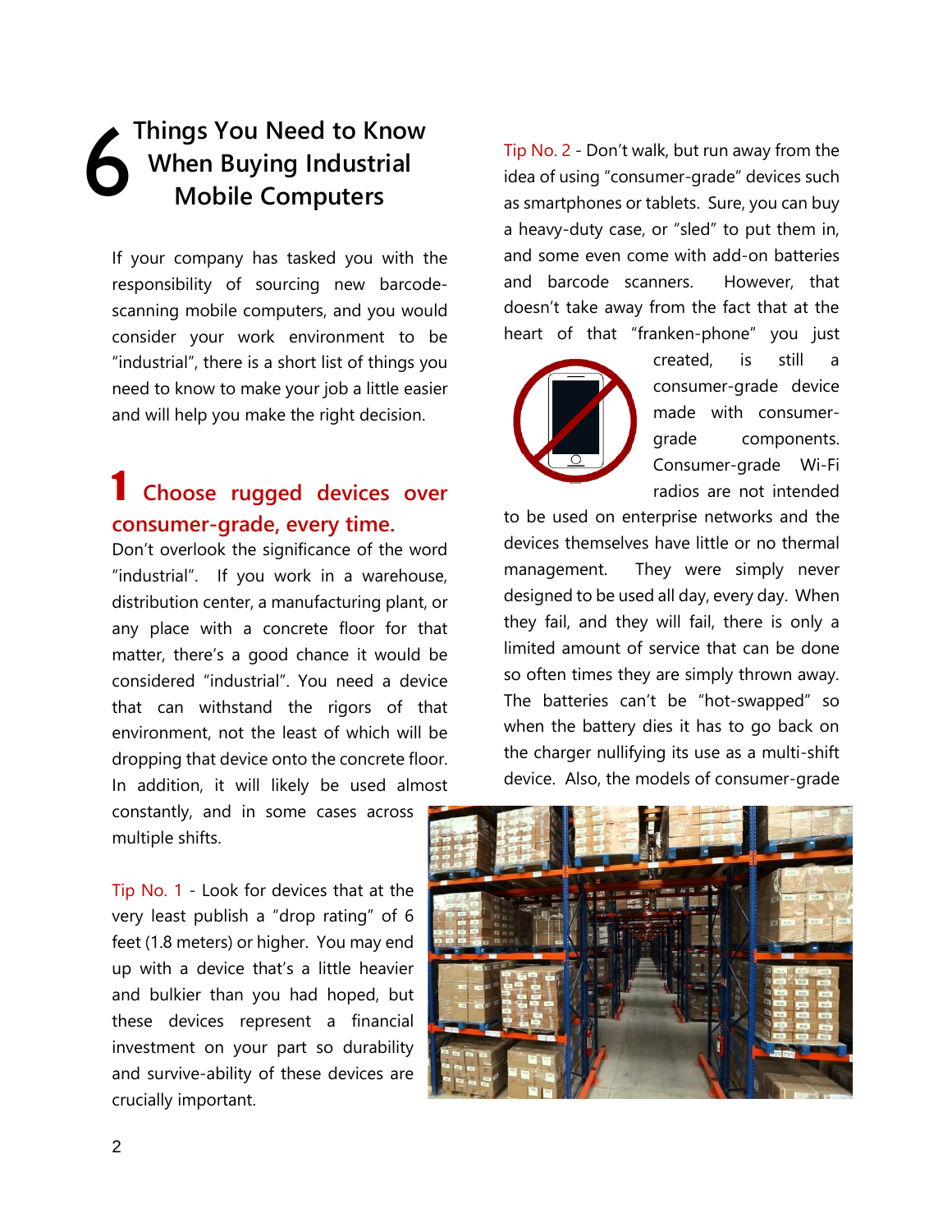# 6 Things You Need to Know When Buying Industrial Mobile Computers

If your company has tasked you with the responsibility of sourcing new barcode-scanning mobile computers, and you would consider your work environment to be "industrial", there is a short list of things you need to know to make your job a little easier and will help you make the right decision.

## 1 Choose rugged devices over consumer-grade, every time.

Don't overlook the significance of the word "industrial". If you work in a warehouse, distribution center, a manufacturing plant, or any place with a concrete floor for that matter, there's a good chance it would be considered "industrial". You need a device that can withstand the rigors of that environment, not the least of which will be dropping that device onto the concrete floor. In addition, it will likely be used almost constantly, and in some cases across multiple shifts.

Tip No. 1 - Look for devices that at the very least publish a "drop rating" of 6 feet (1.8 meters) or higher. You may end up with a device that's a little heavier and bulkier than you had hoped, but these devices represent a financial investment on your part so durability and survive-ability of these devices are crucially important.

Tip No. 2 - Don't walk, but run away from the idea of using "consumer-grade" devices such as smartphones or tablets. Sure, you can buy a heavy-duty case, or "sled" to put them in, and some even come with add-on batteries and barcode scanners. However, that doesn't take away from the fact that at the heart of that "franken-phone" you just created, is still a consumer-grade device made with consumer-grade components. Consumer-grade Wi-Fi radios are not intended to be used on enterprise networks and the devices themselves have little or no thermal management. They were simply never designed to be used all day, every day. When they fail, and they will fail, there is only a limited amount of service that can be done so often times they are simply thrown away. The batteries can't be "hot-swapped" so when the battery dies it has to go back on the charger nullifying its use as a multi-shift device. Also, the models of consumer-grade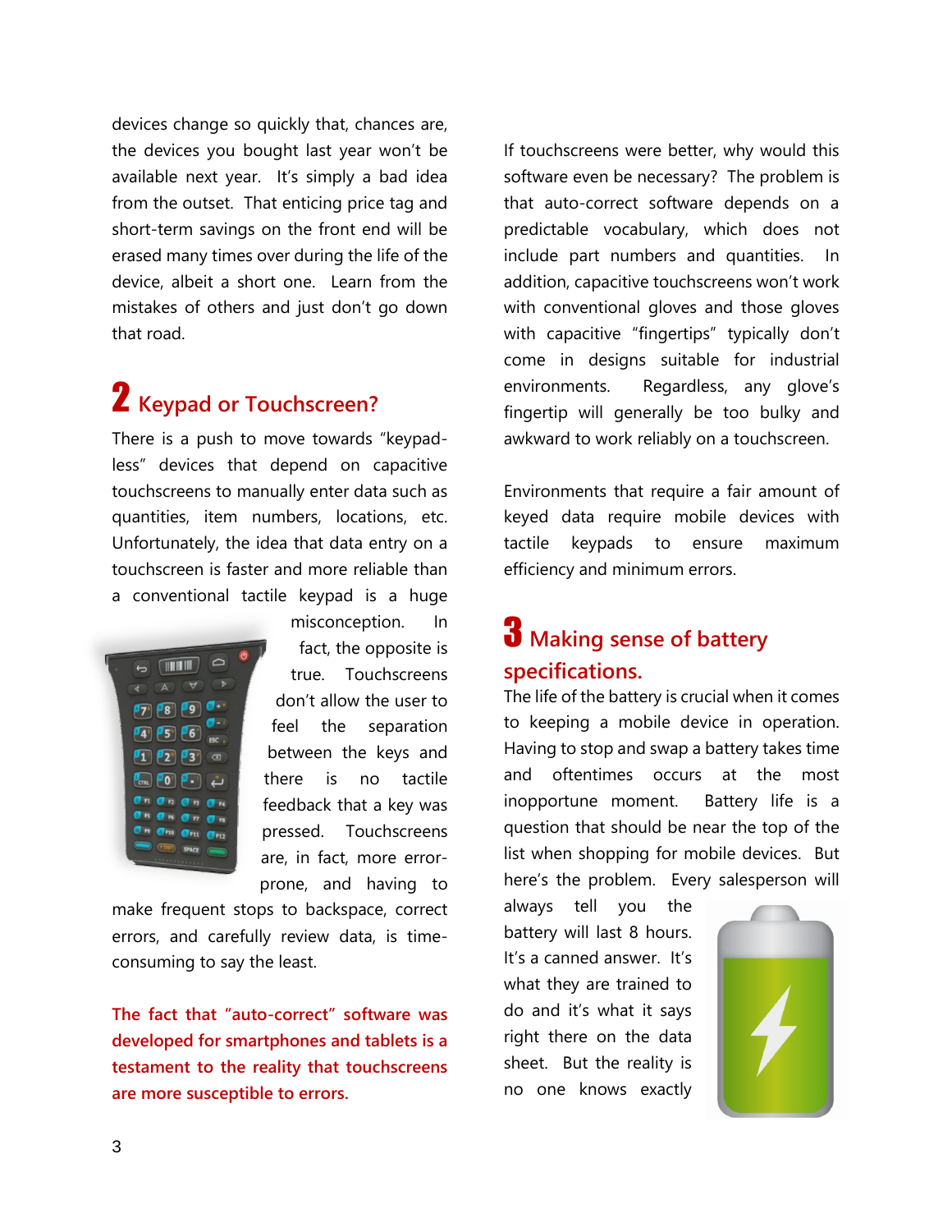devices change so quickly that, chances are, the devices you bought last year won't be available next year. It's simply a bad idea from the outset. That enticing price tag and short-term savings on the front end will be erased many times over during the life of the device, albeit a short one. Learn from the mistakes of others and just don't go down that road.

## 2 Keypad or Touchscreen?

There is a push to move towards "keypad-less" devices that depend on capacitive touchscreens to manually enter data such as quantities, item numbers, locations, etc. Unfortunately, the idea that data entry on a touchscreen is faster and more reliable than a conventional tactile keypad is a huge misconception. In fact, the opposite is true. Touchscreens don't allow the user to feel the separation between the keys and there is no tactile feedback that a key was pressed. Touchscreens are, in fact, more error-prone, and having to make frequent stops to backspace, correct errors, and carefully review data, is time-consuming to say the least.

**The fact that "auto-correct" software was developed for smartphones and tablets is a testament to the reality that touchscreens are more susceptible to errors.**

If touchscreens were better, why would this software even be necessary? The problem is that auto-correct software depends on a predictable vocabulary, which does not include part numbers and quantities. In addition, capacitive touchscreens won't work with conventional gloves and those gloves with capacitive "fingertips" typically don't come in designs suitable for industrial environments. Regardless, any glove's fingertip will generally be too bulky and awkward to work reliably on a touchscreen.

Environments that require a fair amount of keyed data require mobile devices with tactile keypads to ensure maximum efficiency and minimum errors.

## 3 Making sense of battery specifications.

The life of the battery is crucial when it comes to keeping a mobile device in operation. Having to stop and swap a battery takes time and oftentimes occurs at the most inopportune moment. Battery life is a question that should be near the top of the list when shopping for mobile devices. But here's the problem. Every salesperson will always tell you the battery will last 8 hours. It's a canned answer. It's what they are trained to do and it's what it says right there on the data sheet. But the reality is no one knows exactly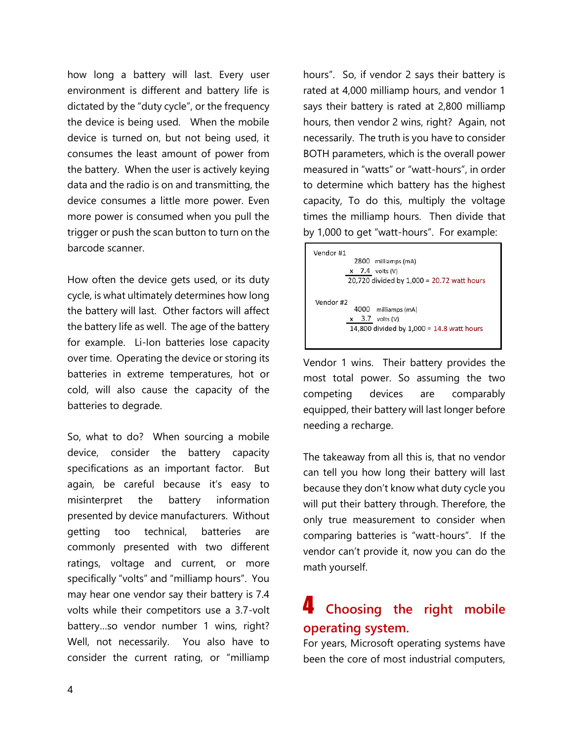how long a battery will last. Every user environment is different and battery life is dictated by the "duty cycle", or the frequency the device is being used. When the mobile device is turned on, but not being used, it consumes the least amount of power from the battery. When the user is actively keying data and the radio is on and transmitting, the device consumes a little more power. Even more power is consumed when you pull the trigger or push the scan button to turn on the barcode scanner.

How often the device gets used, or its duty cycle, is what ultimately determines how long the battery will last. Other factors will affect the battery life as well. The age of the battery for example. Li-Ion batteries lose capacity over time. Operating the device or storing its batteries in extreme temperatures, hot or cold, will also cause the capacity of the batteries to degrade.

So, what to do? When sourcing a mobile device, consider the battery capacity specifications as an important factor. But again, be careful because it's easy to misinterpret the battery information presented by device manufacturers. Without getting too technical, batteries are commonly presented with two different ratings, voltage and current, or more specifically "volts" and "milliamp hours". You may hear one vendor say their battery is 7.4 volts while their competitors use a 3.7-volt battery…so vendor number 1 wins, right? Well, not necessarily. You also have to consider the current rating, or "milliamp hours". So, if vendor 2 says their battery is rated at 4,000 milliamp hours, and vendor 1 says their battery is rated at 2,800 milliamp hours, then vendor 2 wins, right? Again, not necessarily. The truth is you have to consider BOTH parameters, which is the overall power measured in "watts" or "watt-hours", in order to determine which battery has the highest capacity, To do this, multiply the voltage times the milliamp hours. Then divide that by 1,000 to get "watt-hours". For example:

```
Vendor #1
      2800  milliamps (mA)
    x  7.4  volts (V)
    20,720 divided by 1,000 = 20.72 watt hours

Vendor #2
      4000  milliamps (mA)
    x  3.7  volts (V)
    14,800 divided by 1,000 = 14.8 watt hours
```

Vendor 1 wins. Their battery provides the most total power. So assuming the two competing devices are comparably equipped, their battery will last longer before needing a recharge.

The takeaway from all this is, that no vendor can tell you how long their battery will last because they don't know what duty cycle you will put their battery through. Therefore, the only true measurement to consider when comparing batteries is "watt-hours". If the vendor can't provide it, now you can do the math yourself.

## 4 Choosing the right mobile operating system.

For years, Microsoft operating systems have been the core of most industrial computers,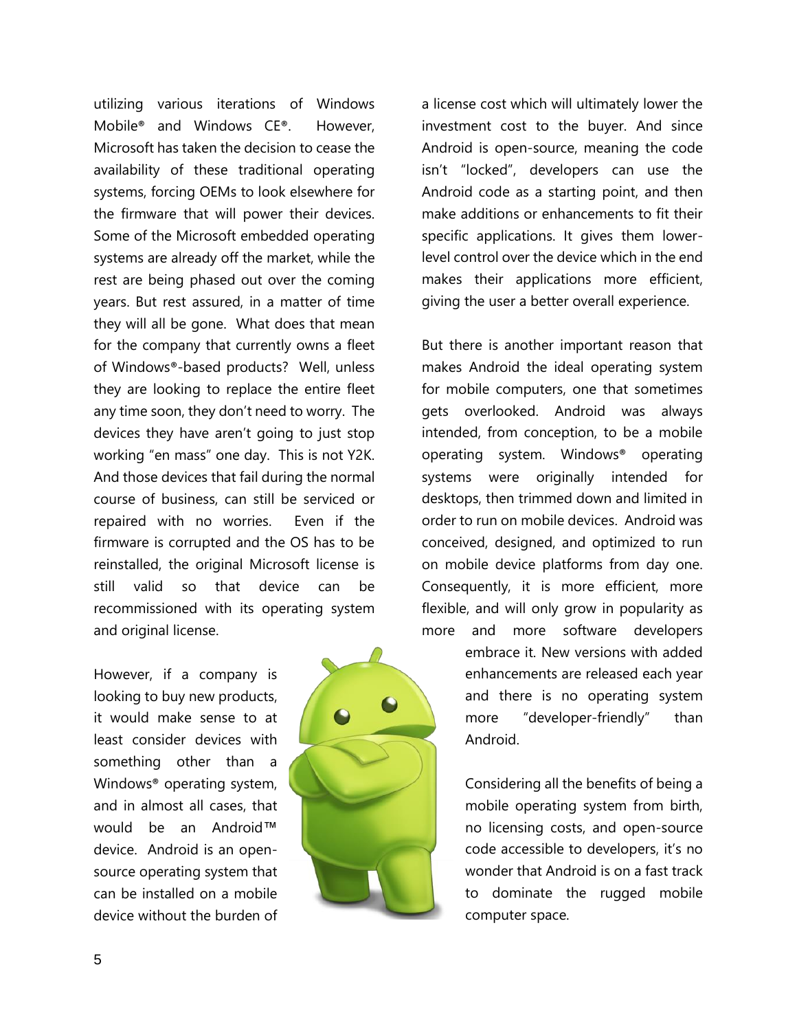utilizing various iterations of Windows Mobile® and Windows CE®. However, Microsoft has taken the decision to cease the availability of these traditional operating systems, forcing OEMs to look elsewhere for the firmware that will power their devices. Some of the Microsoft embedded operating systems are already off the market, while the rest are being phased out over the coming years. But rest assured, in a matter of time they will all be gone. What does that mean for the company that currently owns a fleet of Windows®-based products? Well, unless they are looking to replace the entire fleet any time soon, they don't need to worry. The devices they have aren't going to just stop working "en mass" one day. This is not Y2K. And those devices that fail during the normal course of business, can still be serviced or repaired with no worries. Even if the firmware is corrupted and the OS has to be reinstalled, the original Microsoft license is still valid so that device can be recommissioned with its operating system and original license.

However, if a company is looking to buy new products, it would make sense to at least consider devices with something other than a Windows® operating system, and in almost all cases, that would be an Android™ device. Android is an open-source operating system that can be installed on a mobile device without the burden of a license cost which will ultimately lower the investment cost to the buyer. And since Android is open-source, meaning the code isn't "locked", developers can use the Android code as a starting point, and then make additions or enhancements to fit their specific applications. It gives them lower-level control over the device which in the end makes their applications more efficient, giving the user a better overall experience.

But there is another important reason that makes Android the ideal operating system for mobile computers, one that sometimes gets overlooked. Android was always intended, from conception, to be a mobile operating system. Windows® operating systems were originally intended for desktops, then trimmed down and limited in order to run on mobile devices. Android was conceived, designed, and optimized to run on mobile device platforms from day one. Consequently, it is more efficient, more flexible, and will only grow in popularity as more and more software developers embrace it. New versions with added enhancements are released each year and there is no operating system more "developer-friendly" than Android.

Considering all the benefits of being a mobile operating system from birth, no licensing costs, and open-source code accessible to developers, it's no wonder that Android is on a fast track to dominate the rugged mobile computer space.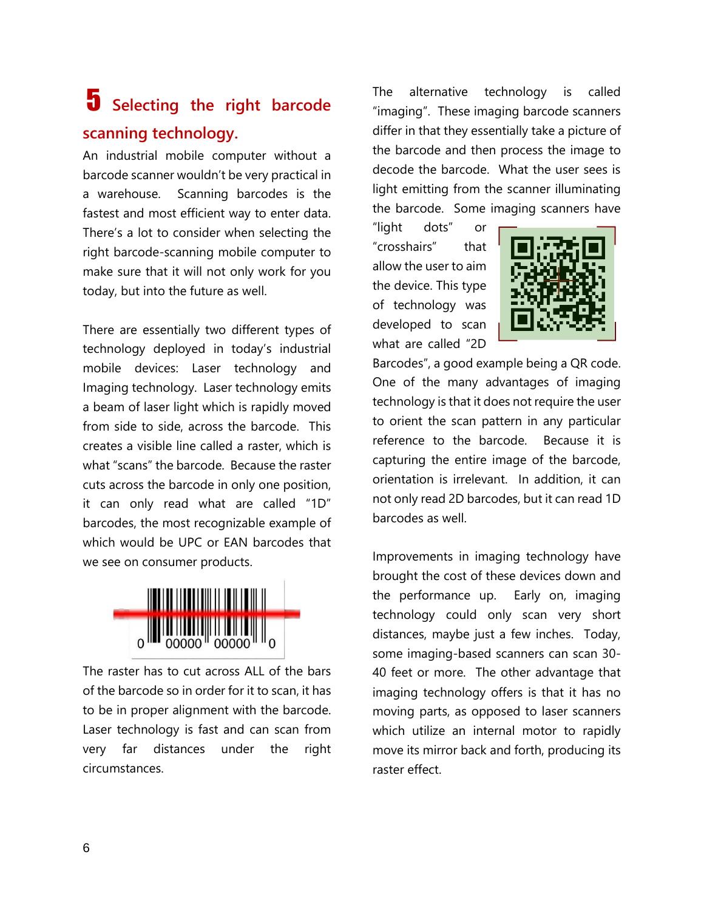# 5 Selecting the right barcode scanning technology.

An industrial mobile computer without a barcode scanner wouldn't be very practical in a warehouse. Scanning barcodes is the fastest and most efficient way to enter data. There's a lot to consider when selecting the right barcode-scanning mobile computer to make sure that it will not only work for you today, but into the future as well.

There are essentially two different types of technology deployed in today's industrial mobile devices: Laser technology and Imaging technology. Laser technology emits a beam of laser light which is rapidly moved from side to side, across the barcode. This creates a visible line called a raster, which is what "scans" the barcode. Because the raster cuts across the barcode in only one position, it can only read what are called "1D" barcodes, the most recognizable example of which would be UPC or EAN barcodes that we see on consumer products.

The raster has to cut across ALL of the bars of the barcode so in order for it to scan, it has to be in proper alignment with the barcode. Laser technology is fast and can scan from very far distances under the right circumstances.

The alternative technology is called "imaging". These imaging barcode scanners differ in that they essentially take a picture of the barcode and then process the image to decode the barcode. What the user sees is light emitting from the scanner illuminating the barcode. Some imaging scanners have "light dots" or "crosshairs" that allow the user to aim the device. This type of technology was developed to scan what are called "2D Barcodes", a good example being a QR code. One of the many advantages of imaging technology is that it does not require the user to orient the scan pattern in any particular reference to the barcode. Because it is capturing the entire image of the barcode, orientation is irrelevant. In addition, it can not only read 2D barcodes, but it can read 1D barcodes as well.

Improvements in imaging technology have brought the cost of these devices down and the performance up. Early on, imaging technology could only scan very short distances, maybe just a few inches. Today, some imaging-based scanners can scan 30-40 feet or more. The other advantage that imaging technology offers is that it has no moving parts, as opposed to laser scanners which utilize an internal motor to rapidly move its mirror back and forth, producing its raster effect.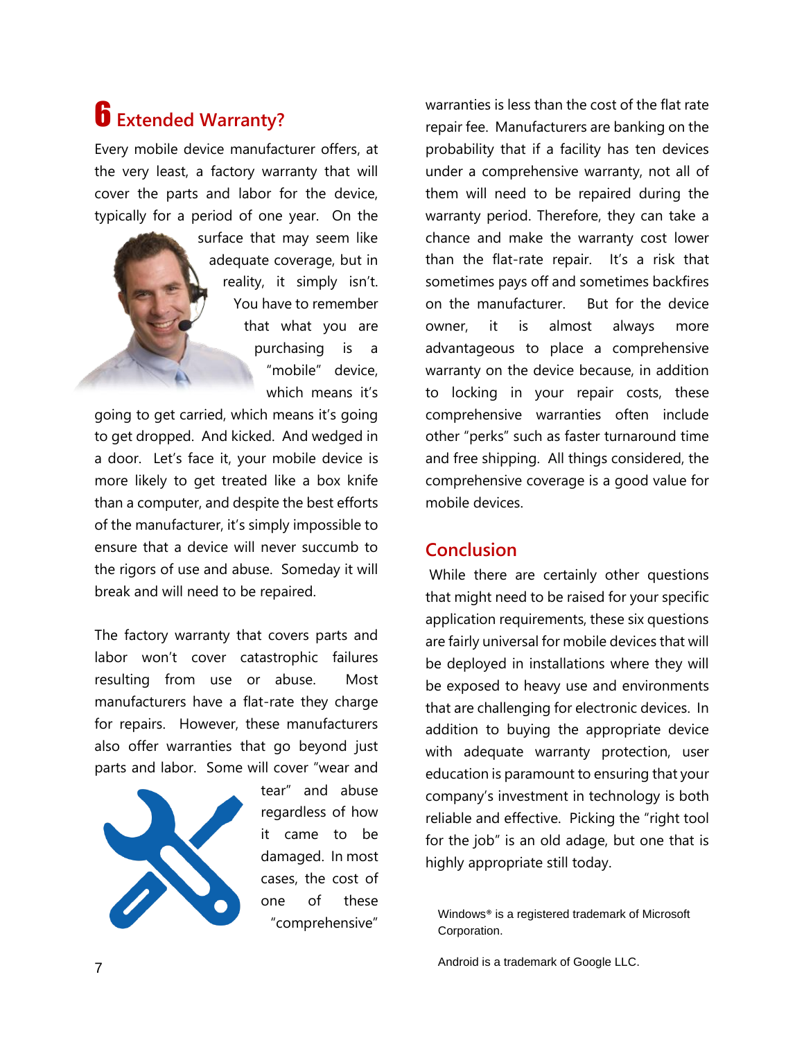## 6 Extended Warranty?

Every mobile device manufacturer offers, at the very least, a factory warranty that will cover the parts and labor for the device, typically for a period of one year. On the surface that may seem like adequate coverage, but in reality, it simply isn't. You have to remember that what you are purchasing is a "mobile" device, which means it's going to get carried, which means it's going to get dropped. And kicked. And wedged in a door. Let's face it, your mobile device is more likely to get treated like a box knife than a computer, and despite the best efforts of the manufacturer, it's simply impossible to ensure that a device will never succumb to the rigors of use and abuse. Someday it will break and will need to be repaired.

The factory warranty that covers parts and labor won't cover catastrophic failures resulting from use or abuse. Most manufacturers have a flat-rate they charge for repairs. However, these manufacturers also offer warranties that go beyond just parts and labor. Some will cover "wear and tear" and abuse regardless of how it came to be damaged. In most cases, the cost of one of these "comprehensive" warranties is less than the cost of the flat rate repair fee. Manufacturers are banking on the probability that if a facility has ten devices under a comprehensive warranty, not all of them will need to be repaired during the warranty period. Therefore, they can take a chance and make the warranty cost lower than the flat-rate repair. It's a risk that sometimes pays off and sometimes backfires on the manufacturer. But for the device owner, it is almost always more advantageous to place a comprehensive warranty on the device because, in addition to locking in your repair costs, these comprehensive warranties often include other "perks" such as faster turnaround time and free shipping. All things considered, the comprehensive coverage is a good value for mobile devices.

## Conclusion

While there are certainly other questions that might need to be raised for your specific application requirements, these six questions are fairly universal for mobile devices that will be deployed in installations where they will be exposed to heavy use and environments that are challenging for electronic devices. In addition to buying the appropriate device with adequate warranty protection, user education is paramount to ensuring that your company's investment in technology is both reliable and effective. Picking the "right tool for the job" is an old adage, but one that is highly appropriate still today.

Windows® is a registered trademark of Microsoft Corporation.

Android is a trademark of Google LLC.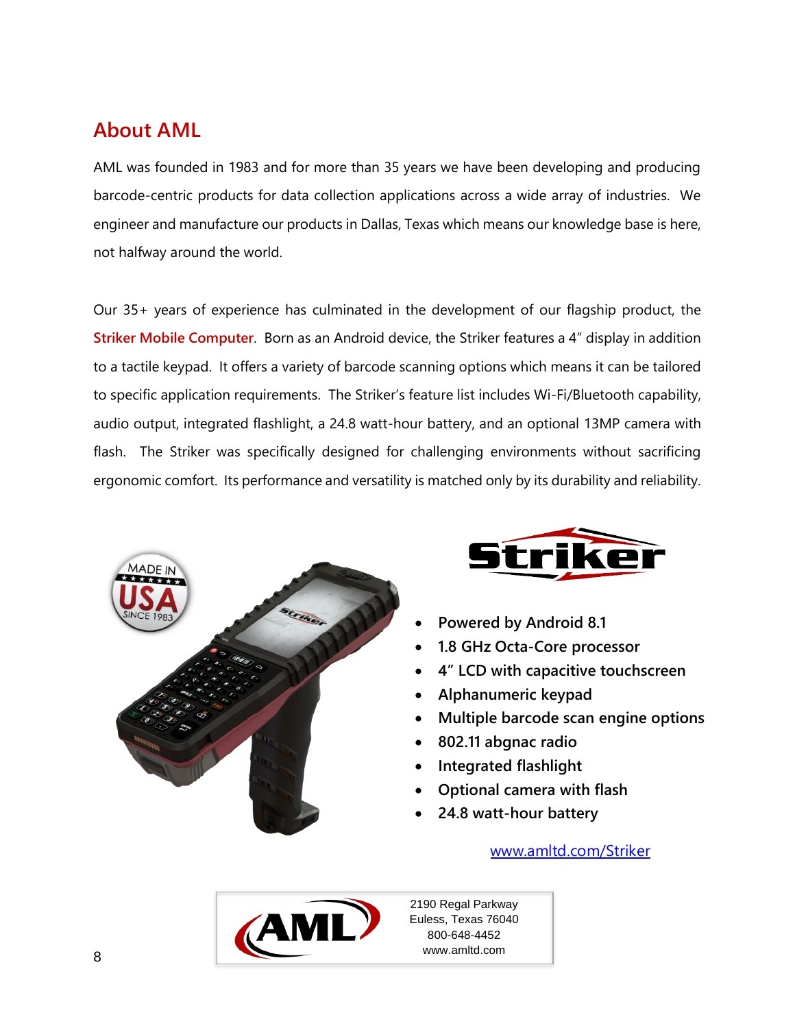## About AML

AML was founded in 1983 and for more than 35 years we have been developing and producing barcode-centric products for data collection applications across a wide array of industries. We engineer and manufacture our products in Dallas, Texas which means our knowledge base is here, not halfway around the world.

Our 35+ years of experience has culminated in the development of our flagship product, the **Striker Mobile Computer**. Born as an Android device, the Striker features a 4" display in addition to a tactile keypad. It offers a variety of barcode scanning options which means it can be tailored to specific application requirements. The Striker's feature list includes Wi-Fi/Bluetooth capability, audio output, integrated flashlight, a 24.8 watt-hour battery, and an optional 13MP camera with flash. The Striker was specifically designed for challenging environments without sacrificing ergonomic comfort. Its performance and versatility is matched only by its durability and reliability.

MADE IN USA SINCE 1983

Striker

- **Powered by Android 8.1**
- **1.8 GHz Octa-Core processor**
- **4" LCD with capacitive touchscreen**
- **Alphanumeric keypad**
- **Multiple barcode scan engine options**
- **802.11 abgnac radio**
- **Integrated flashlight**
- **Optional camera with flash**
- **24.8 watt-hour battery**

www.amltd.com/Striker

AML

2190 Regal Parkway
Euless, Texas 76040
800-648-4452
www.amltd.com